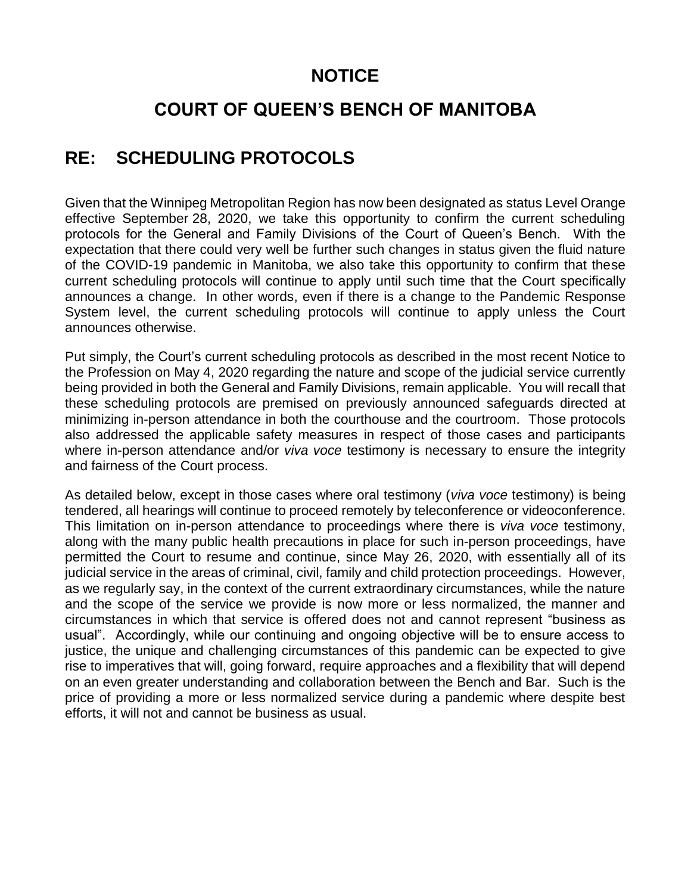# NOTICE

# COURT OF QUEEN'S BENCH OF MANITOBA

## RE: SCHEDULING PROTOCOLS

Given that the Winnipeg Metropolitan Region has now been designated as status Level Orange effective September 28, 2020, we take this opportunity to confirm the current scheduling protocols for the General and Family Divisions of the Court of Queen's Bench. With the expectation that there could very well be further such changes in status given the fluid nature of the COVID-19 pandemic in Manitoba, we also take this opportunity to confirm that these current scheduling protocols will continue to apply until such time that the Court specifically announces a change. In other words, even if there is a change to the Pandemic Response System level, the current scheduling protocols will continue to apply unless the Court announces otherwise.

Put simply, the Court's current scheduling protocols as described in the most recent Notice to the Profession on May 4, 2020 regarding the nature and scope of the judicial service currently being provided in both the General and Family Divisions, remain applicable. You will recall that these scheduling protocols are premised on previously announced safeguards directed at minimizing in-person attendance in both the courthouse and the courtroom. Those protocols also addressed the applicable safety measures in respect of those cases and participants where in-person attendance and/or *viva voce* testimony is necessary to ensure the integrity and fairness of the Court process.

As detailed below, except in those cases where oral testimony (*viva voce* testimony) is being tendered, all hearings will continue to proceed remotely by teleconference or videoconference. This limitation on in-person attendance to proceedings where there is *viva voce* testimony, along with the many public health precautions in place for such in-person proceedings, have permitted the Court to resume and continue, since May 26, 2020, with essentially all of its judicial service in the areas of criminal, civil, family and child protection proceedings. However, as we regularly say, in the context of the current extraordinary circumstances, while the nature and the scope of the service we provide is now more or less normalized, the manner and circumstances in which that service is offered does not and cannot represent "business as usual". Accordingly, while our continuing and ongoing objective will be to ensure access to justice, the unique and challenging circumstances of this pandemic can be expected to give rise to imperatives that will, going forward, require approaches and a flexibility that will depend on an even greater understanding and collaboration between the Bench and Bar. Such is the price of providing a more or less normalized service during a pandemic where despite best efforts, it will not and cannot be business as usual.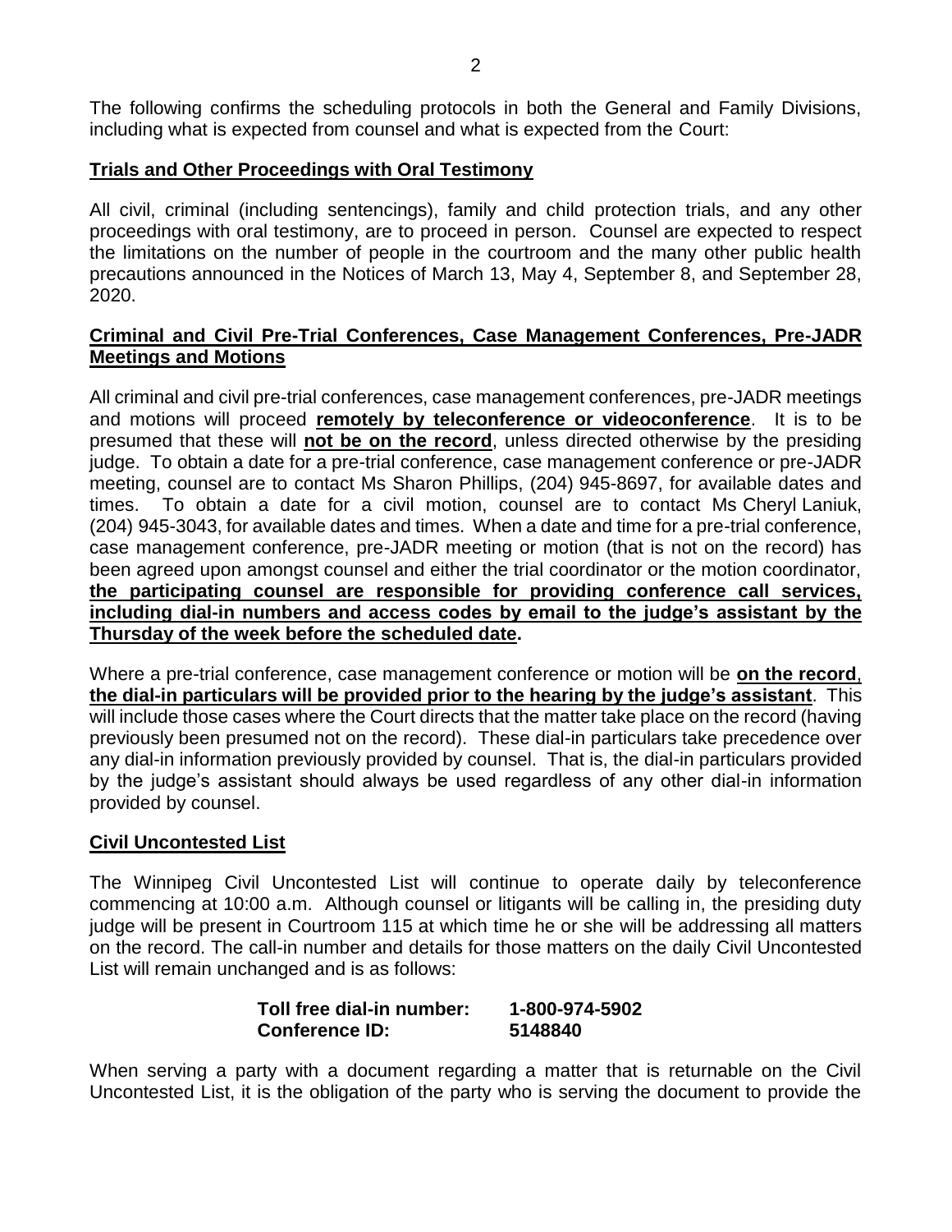The following confirms the scheduling protocols in both the General and Family Divisions, including what is expected from counsel and what is expected from the Court:

**Trials and Other Proceedings with Oral Testimony**

All civil, criminal (including sentencings), family and child protection trials, and any other proceedings with oral testimony, are to proceed in person. Counsel are expected to respect the limitations on the number of people in the courtroom and the many other public health precautions announced in the Notices of March 13, May 4, September 8, and September 28, 2020.

**Criminal and Civil Pre-Trial Conferences, Case Management Conferences, Pre-JADR Meetings and Motions**

All criminal and civil pre-trial conferences, case management conferences, pre-JADR meetings and motions will proceed **remotely by teleconference or videoconference**. It is to be presumed that these will **not be on the record**, unless directed otherwise by the presiding judge. To obtain a date for a pre-trial conference, case management conference or pre-JADR meeting, counsel are to contact Ms Sharon Phillips, (204) 945-8697, for available dates and times. To obtain a date for a civil motion, counsel are to contact Ms Cheryl Laniuk, (204) 945-3043, for available dates and times. When a date and time for a pre-trial conference, case management conference, pre-JADR meeting or motion (that is not on the record) has been agreed upon amongst counsel and either the trial coordinator or the motion coordinator, **the participating counsel are responsible for providing conference call services, including dial-in numbers and access codes by email to the judge's assistant by the Thursday of the week before the scheduled date.**

Where a pre-trial conference, case management conference or motion will be **on the record**, **the dial-in particulars will be provided prior to the hearing by the judge's assistant**. This will include those cases where the Court directs that the matter take place on the record (having previously been presumed not on the record). These dial-in particulars take precedence over any dial-in information previously provided by counsel. That is, the dial-in particulars provided by the judge's assistant should always be used regardless of any other dial-in information provided by counsel.

**Civil Uncontested List**

The Winnipeg Civil Uncontested List will continue to operate daily by teleconference commencing at 10:00 a.m. Although counsel or litigants will be calling in, the presiding duty judge will be present in Courtroom 115 at which time he or she will be addressing all matters on the record. The call-in number and details for those matters on the daily Civil Uncontested List will remain unchanged and is as follows:

**Toll free dial-in number: 1-800-974-5902**
**Conference ID: 5148840**

When serving a party with a document regarding a matter that is returnable on the Civil Uncontested List, it is the obligation of the party who is serving the document to provide the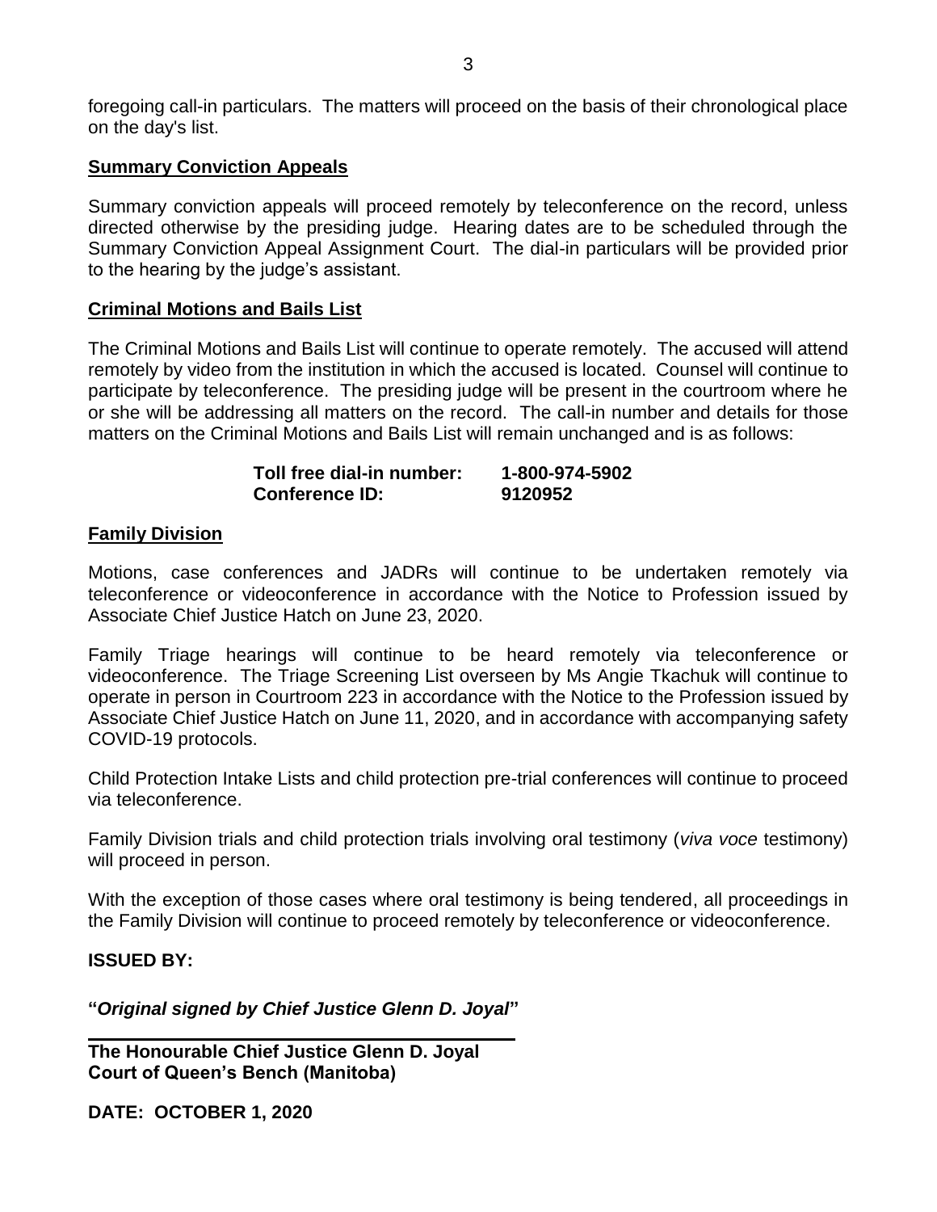foregoing call-in particulars. The matters will proceed on the basis of their chronological place on the day's list.

**Summary Conviction Appeals**

Summary conviction appeals will proceed remotely by teleconference on the record, unless directed otherwise by the presiding judge. Hearing dates are to be scheduled through the Summary Conviction Appeal Assignment Court. The dial-in particulars will be provided prior to the hearing by the judge's assistant.

**Criminal Motions and Bails List**

The Criminal Motions and Bails List will continue to operate remotely. The accused will attend remotely by video from the institution in which the accused is located. Counsel will continue to participate by teleconference. The presiding judge will be present in the courtroom where he or she will be addressing all matters on the record. The call-in number and details for those matters on the Criminal Motions and Bails List will remain unchanged and is as follows:

**Toll free dial-in number:** **1-800-974-5902**
**Conference ID:** **9120952**

**Family Division**

Motions, case conferences and JADRs will continue to be undertaken remotely via teleconference or videoconference in accordance with the Notice to Profession issued by Associate Chief Justice Hatch on June 23, 2020.

Family Triage hearings will continue to be heard remotely via teleconference or videoconference. The Triage Screening List overseen by Ms Angie Tkachuk will continue to operate in person in Courtroom 223 in accordance with the Notice to the Profession issued by Associate Chief Justice Hatch on June 11, 2020, and in accordance with accompanying safety COVID-19 protocols.

Child Protection Intake Lists and child protection pre-trial conferences will continue to proceed via teleconference.

Family Division trials and child protection trials involving oral testimony (*viva voce* testimony) will proceed in person.

With the exception of those cases where oral testimony is being tendered, all proceedings in the Family Division will continue to proceed remotely by teleconference or videoconference.

**ISSUED BY:**

**"*Original signed by Chief Justice Glenn D. Joyal*"**

**The Honourable Chief Justice Glenn D. Joyal**
**Court of Queen's Bench (Manitoba)**

**DATE: OCTOBER 1, 2020**